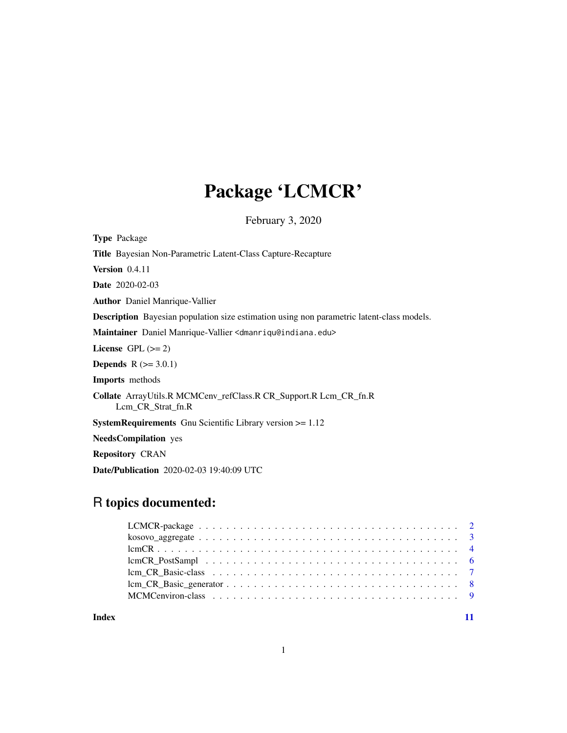# Package 'LCMCR'

February 3, 2020

**Type** Package

**Title** Bayesian Non-Parametric Latent-Class Capture-Recapture

**Version** 0.4.11

**Date** 2020-02-03

**Author** Daniel Manrique-Vallier

**Description** Bayesian population size estimation using non parametric latent-class models.

**Maintainer** Daniel Manrique-Vallier <dmanriqu@indiana.edu>

**License** GPL (>= 2)

**Depends** R (>= 3.0.1)

**Imports** methods

**Collate** ArrayUtils.R MCMCenv_refClass.R CR_Support.R Lcm_CR_fn.R Lcm_CR_Strat_fn.R

**SystemRequirements** Gnu Scientific Library version >= 1.12

**NeedsCompilation** yes

**Repository** CRAN

**Date/Publication** 2020-02-03 19:40:09 UTC

## R topics documented:

| | |
|---|---|
| LCMCR-package | 2 |
| kosovo_aggregate | 3 |
| lcmCR | 4 |
| lcmCR_PostSampl | 6 |
| lcm_CR_Basic-class | 7 |
| lcm_CR_Basic_generator | 8 |
| MCMCenviron-class | 9 |
| **Index** | **11** |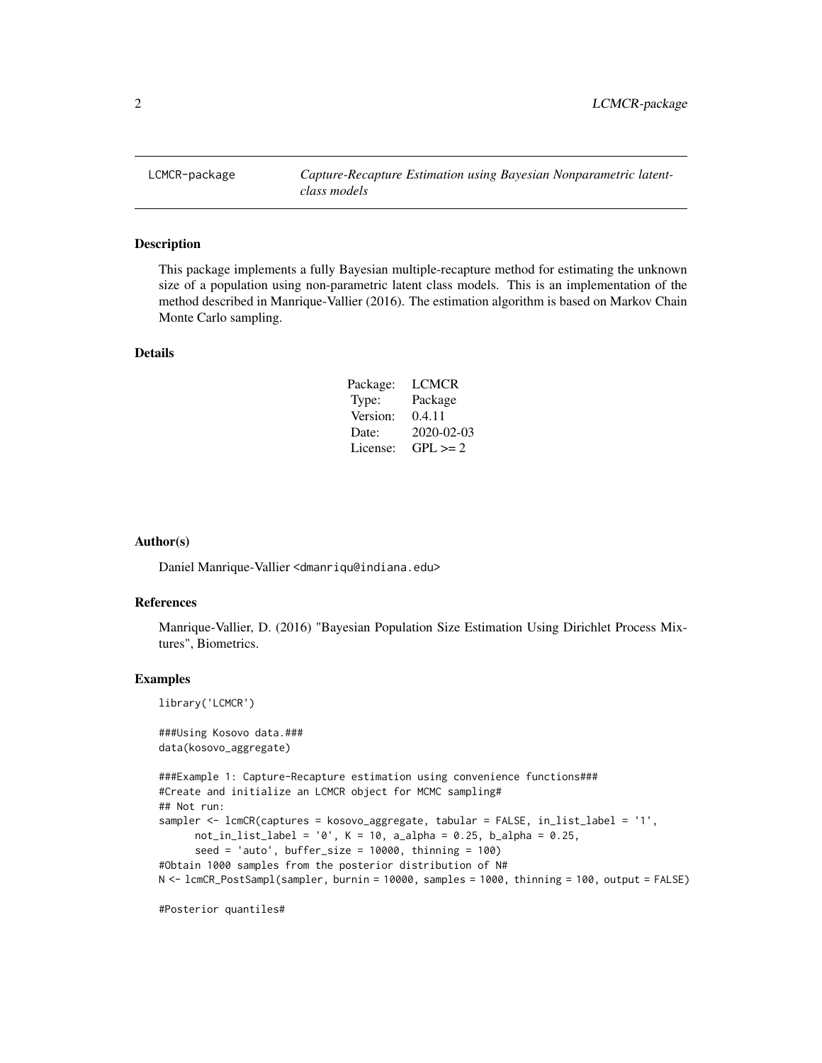LCMCR-package    *Capture-Recapture Estimation using Bayesian Nonparametric latent-class models*

## Description

This package implements a fully Bayesian multiple-recapture method for estimating the unknown size of a population using non-parametric latent class models. This is an implementation of the method described in Manrique-Vallier (2016). The estimation algorithm is based on Markov Chain Monte Carlo sampling.

## Details

| | |
|---|---|
| Package: | LCMCR |
| Type: | Package |
| Version: | 0.4.11 |
| Date: | 2020-02-03 |
| License: | GPL >= 2 |

## Author(s)

Daniel Manrique-Vallier <dmanriqu@indiana.edu>

## References

Manrique-Vallier, D. (2016) "Bayesian Population Size Estimation Using Dirichlet Process Mixtures", Biometrics.

## Examples

```
library('LCMCR')

###Using Kosovo data.###
data(kosovo_aggregate)

###Example 1: Capture-Recapture estimation using convenience functions###
#Create and initialize an LCMCR object for MCMC sampling#
## Not run:
sampler <- lcmCR(captures = kosovo_aggregate, tabular = FALSE, in_list_label = '1',
      not_in_list_label = '0', K = 10, a_alpha = 0.25, b_alpha = 0.25,
      seed = 'auto', buffer_size = 10000, thinning = 100)
#Obtain 1000 samples from the posterior distribution of N#
N <- lcmCR_PostSampl(sampler, burnin = 10000, samples = 1000, thinning = 100, output = FALSE)

#Posterior quantiles#
```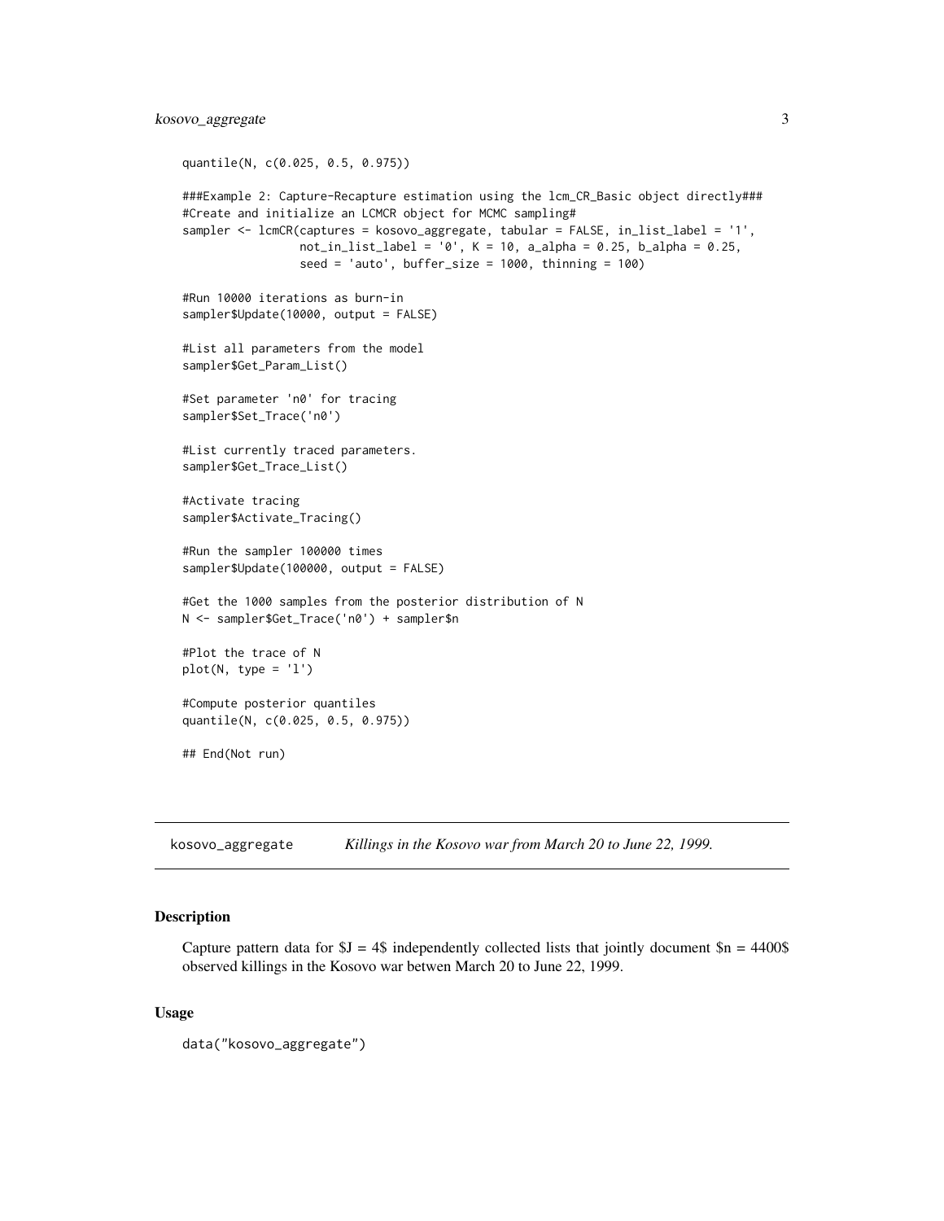```
quantile(N, c(0.025, 0.5, 0.975))

###Example 2: Capture-Recapture estimation using the lcm_CR_Basic object directly###
#Create and initialize an LCMCR object for MCMC sampling#
sampler <- lcmCR(captures = kosovo_aggregate, tabular = FALSE, in_list_label = '1',
                 not_in_list_label = '0', K = 10, a_alpha = 0.25, b_alpha = 0.25,
                 seed = 'auto', buffer_size = 1000, thinning = 100)

#Run 10000 iterations as burn-in
sampler$Update(10000, output = FALSE)

#List all parameters from the model
sampler$Get_Param_List()

#Set parameter 'n0' for tracing
sampler$Set_Trace('n0')

#List currently traced parameters.
sampler$Get_Trace_List()

#Activate tracing
sampler$Activate_Tracing()

#Run the sampler 100000 times
sampler$Update(100000, output = FALSE)

#Get the 1000 samples from the posterior distribution of N
N <- sampler$Get_Trace('n0') + sampler$n

#Plot the trace of N
plot(N, type = 'l')

#Compute posterior quantiles
quantile(N, c(0.025, 0.5, 0.975))

## End(Not run)
```

---

`kosovo_aggregate` *Killings in the Kosovo war from March 20 to June 22, 1999.*

---

## Description

Capture pattern data for $J = 4$ independently collected lists that jointly document $n = 4400$ observed killings in the Kosovo war betwen March 20 to June 22, 1999.

## Usage

```
data("kosovo_aggregate")
```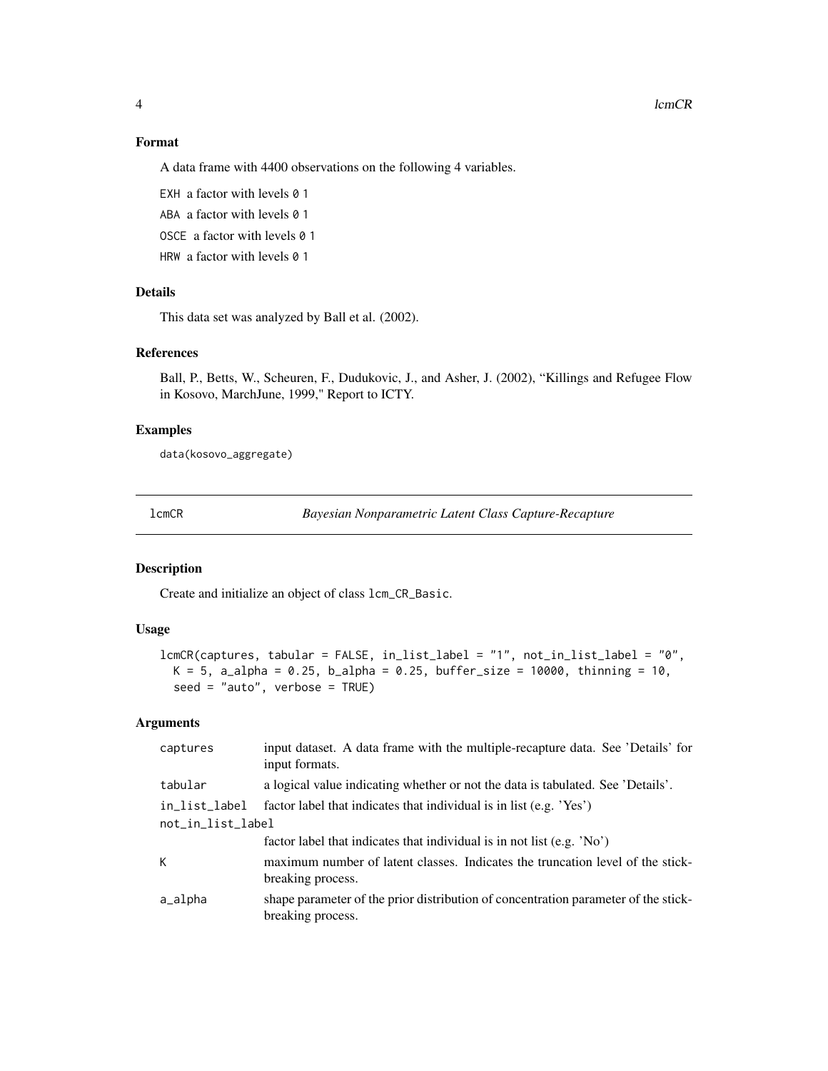## Format

A data frame with 4400 observations on the following 4 variables.

EXH a factor with levels 0 1

ABA a factor with levels 0 1

OSCE a factor with levels 0 1

HRW a factor with levels 0 1

## Details

This data set was analyzed by Ball et al. (2002).

## References

Ball, P., Betts, W., Scheuren, F., Dudukovic, J., and Asher, J. (2002), "Killings and Refugee Flow in Kosovo, MarchJune, 1999," Report to ICTY.

## Examples

```
data(kosovo_aggregate)
```

---

lcmCR *Bayesian Nonparametric Latent Class Capture-Recapture*

---

## Description

Create and initialize an object of class lcm_CR_Basic.

## Usage

```
lcmCR(captures, tabular = FALSE, in_list_label = "1", not_in_list_label = "0",
  K = 5, a_alpha = 0.25, b_alpha = 0.25, buffer_size = 10000, thinning = 10,
  seed = "auto", verbose = TRUE)
```

## Arguments

| | |
|---|---|
| captures | input dataset. A data frame with the multiple-recapture data. See 'Details' for input formats. |
| tabular | a logical value indicating whether or not the data is tabulated. See 'Details'. |
| in_list_label | factor label that indicates that individual is in list (e.g. 'Yes') |
| not_in_list_label | factor label that indicates that individual is in not list (e.g. 'No') |
| K | maximum number of latent classes. Indicates the truncation level of the stick-breaking process. |
| a_alpha | shape parameter of the prior distribution of concentration parameter of the stick-breaking process. |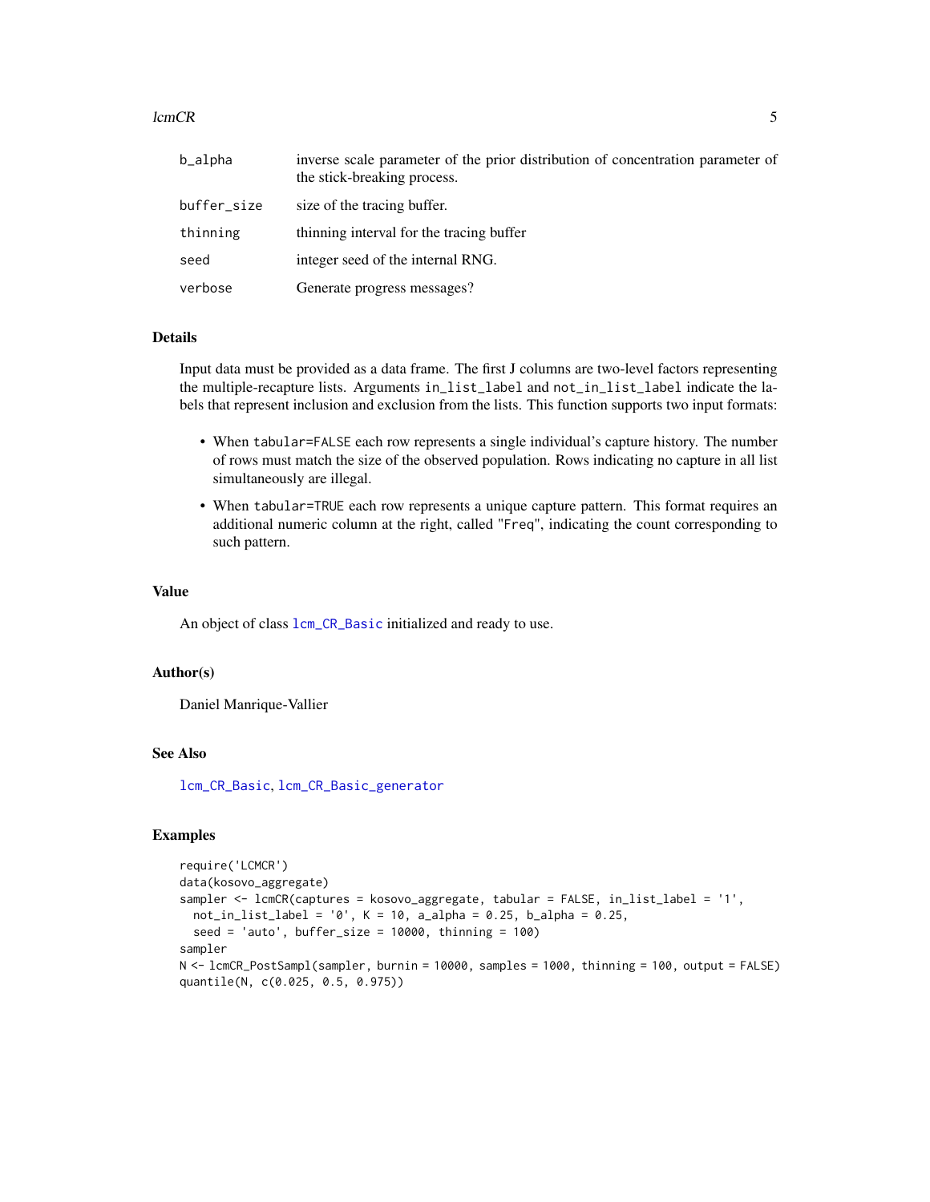| | |
|---|---|
| b_alpha | inverse scale parameter of the prior distribution of concentration parameter of the stick-breaking process. |
| buffer_size | size of the tracing buffer. |
| thinning | thinning interval for the tracing buffer |
| seed | integer seed of the internal RNG. |
| verbose | Generate progress messages? |

## Details

Input data must be provided as a data frame. The first J columns are two-level factors representing the multiple-recapture lists. Arguments `in_list_label` and `not_in_list_label` indicate the labels that represent inclusion and exclusion from the lists. This function supports two input formats:

- When `tabular=FALSE` each row represents a single individual's capture history. The number of rows must match the size of the observed population. Rows indicating no capture in all list simultaneously are illegal.
- When `tabular=TRUE` each row represents a unique capture pattern. This format requires an additional numeric column at the right, called "`Freq`", indicating the count corresponding to such pattern.

## Value

An object of class `lcm_CR_Basic` initialized and ready to use.

## Author(s)

Daniel Manrique-Vallier

## See Also

`lcm_CR_Basic`, `lcm_CR_Basic_generator`

## Examples

```
require('LCMCR')
data(kosovo_aggregate)
sampler <- lcmCR(captures = kosovo_aggregate, tabular = FALSE, in_list_label = '1',
  not_in_list_label = '0', K = 10, a_alpha = 0.25, b_alpha = 0.25,
  seed = 'auto', buffer_size = 10000, thinning = 100)
sampler
N <- lcmCR_PostSampl(sampler, burnin = 10000, samples = 1000, thinning = 100, output = FALSE)
quantile(N, c(0.025, 0.5, 0.975))
```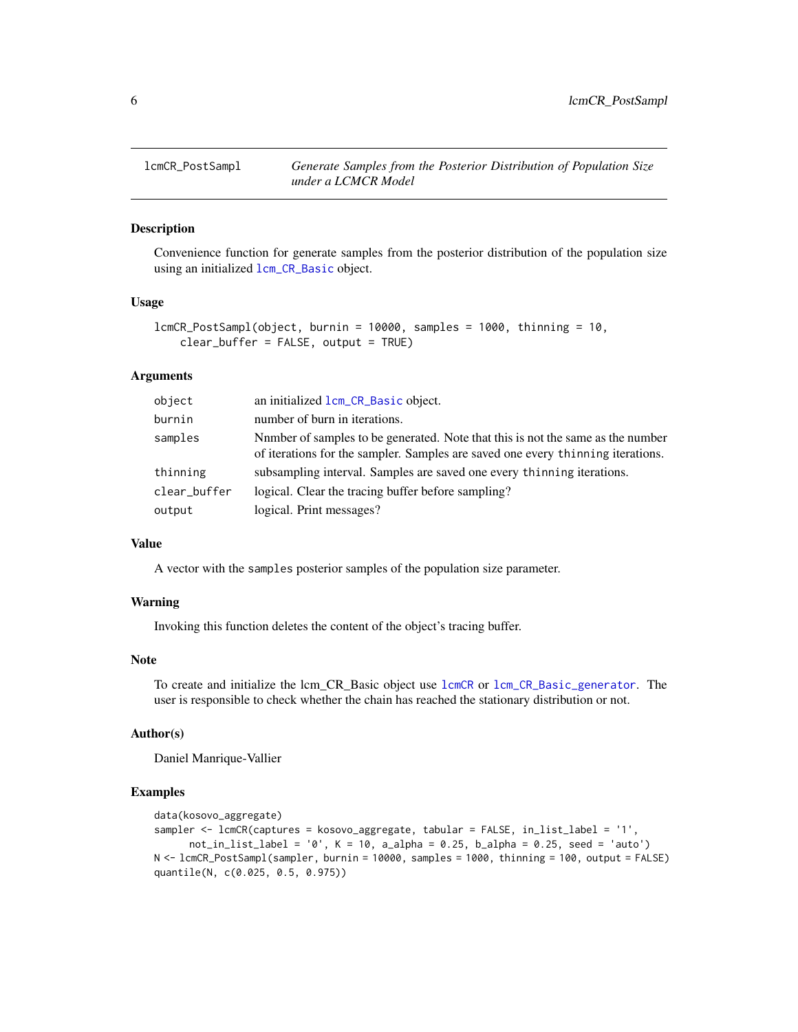lcmCR_PostSampl *Generate Samples from the Posterior Distribution of Population Size under a LCMCR Model*

### Description

Convenience function for generate samples from the posterior distribution of the population size using an initialized `lcm_CR_Basic` object.

### Usage

```
lcmCR_PostSampl(object, burnin = 10000, samples = 1000, thinning = 10,
    clear_buffer = FALSE, output = TRUE)
```

### Arguments

| | |
|---|---|
| `object` | an initialized `lcm_CR_Basic` object. |
| `burnin` | number of burn in iterations. |
| `samples` | Nnmber of samples to be generated. Note that this is not the same as the number of iterations for the sampler. Samples are saved one every `thinning` iterations. |
| `thinning` | subsampling interval. Samples are saved one every `thinning` iterations. |
| `clear_buffer` | logical. Clear the tracing buffer before sampling? |
| `output` | logical. Print messages? |

### Value

A vector with the `samples` posterior samples of the population size parameter.

### Warning

Invoking this function deletes the content of the object's tracing buffer.

### Note

To create and initialize the lcm_CR_Basic object use `lcmCR` or `lcm_CR_Basic_generator`. The user is responsible to check whether the chain has reached the stationary distribution or not.

### Author(s)

Daniel Manrique-Vallier

### Examples

```
data(kosovo_aggregate)
sampler <- lcmCR(captures = kosovo_aggregate, tabular = FALSE, in_list_label = '1',
      not_in_list_label = '0', K = 10, a_alpha = 0.25, b_alpha = 0.25, seed = 'auto')
N <- lcmCR_PostSampl(sampler, burnin = 10000, samples = 1000, thinning = 100, output = FALSE)
quantile(N, c(0.025, 0.5, 0.975))
```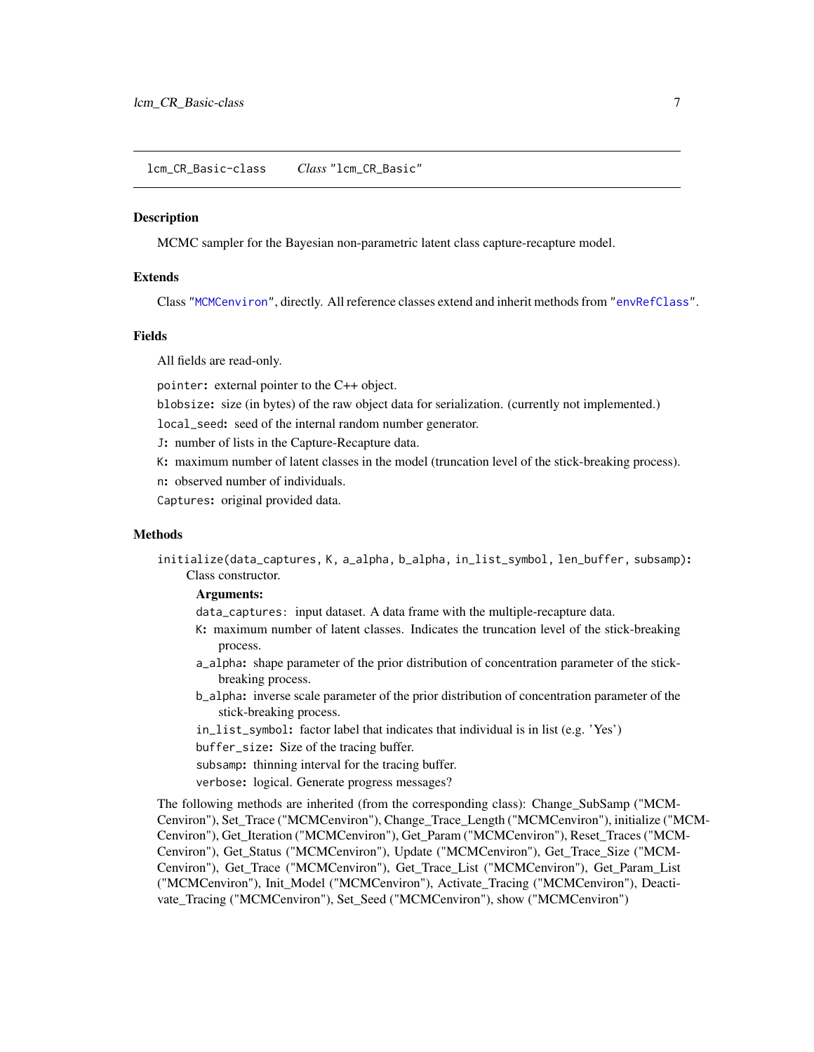lcm_CR_Basic-class    *Class* "lcm_CR_Basic"

## Description

MCMC sampler for the Bayesian non-parametric latent class capture-recapture model.

## Extends

Class "MCMCenviron", directly. All reference classes extend and inherit methods from "envRefClass".

## Fields

All fields are read-only.

`pointer`: external pointer to the C++ object.

`blobsize`: size (in bytes) of the raw object data for serialization. (currently not implemented.)

`local_seed`: seed of the internal random number generator.

`J`: number of lists in the Capture-Recapture data.

`K`: maximum number of latent classes in the model (truncation level of the stick-breaking process).

`n`: observed number of individuals.

`Captures`: original provided data.

## Methods

`initialize(data_captures, K, a_alpha, b_alpha, in_list_symbol, len_buffer, subsamp)`: Class constructor.

**Arguments:**

- `data_captures`: input dataset. A data frame with the multiple-recapture data.
- `K`: maximum number of latent classes. Indicates the truncation level of the stick-breaking process.
- `a_alpha`: shape parameter of the prior distribution of concentration parameter of the stick-breaking process.
- `b_alpha`: inverse scale parameter of the prior distribution of concentration parameter of the stick-breaking process.
- `in_list_symbol`: factor label that indicates that individual is in list (e.g. 'Yes')
- `buffer_size`: Size of the tracing buffer.
- `subsamp`: thinning interval for the tracing buffer.
- `verbose`: logical. Generate progress messages?

The following methods are inherited (from the corresponding class): Change_SubSamp ("MCMCenviron"), Set_Trace ("MCMCenviron"), Change_Trace_Length ("MCMCenviron"), initialize ("MCMCenviron"), Get_Iteration ("MCMCenviron"), Get_Param ("MCMCenviron"), Reset_Traces ("MCMCenviron"), Get_Status ("MCMCenviron"), Update ("MCMCenviron"), Get_Trace_Size ("MCMCenviron"), Get_Trace ("MCMCenviron"), Get_Trace_List ("MCMCenviron"), Get_Param_List ("MCMCenviron"), Init_Model ("MCMCenviron"), Activate_Tracing ("MCMCenviron"), Deactivate_Tracing ("MCMCenviron"), Set_Seed ("MCMCenviron"), show ("MCMCenviron")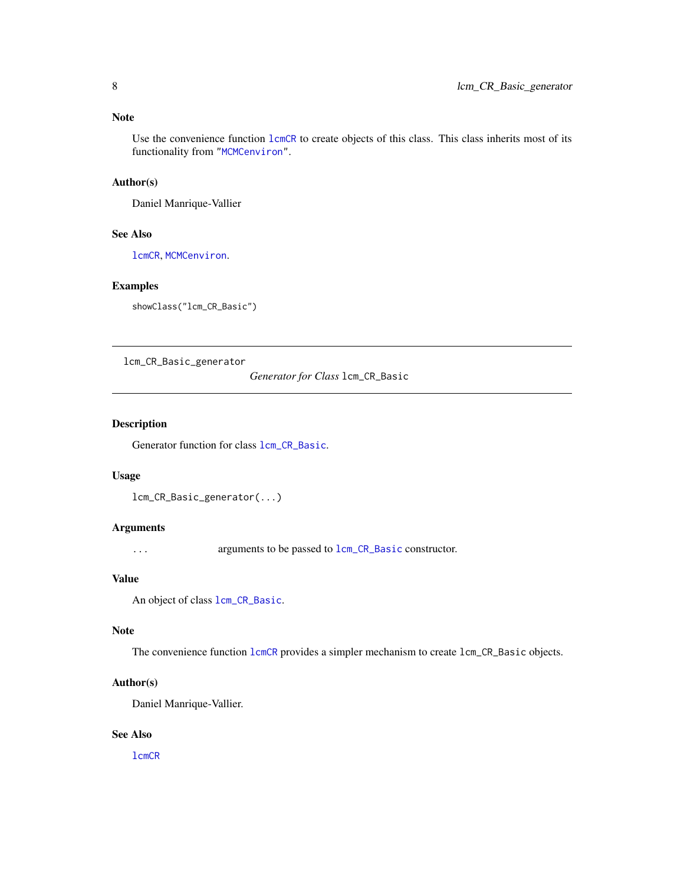### Note

Use the convenience function `lcmCR` to create objects of this class. This class inherits most of its functionality from "`MCMCenviron`".

### Author(s)

Daniel Manrique-Vallier

### See Also

`lcmCR`, `MCMCenviron`.

### Examples

```
showClass("lcm_CR_Basic")
```

---

## lcm_CR_Basic_generator — *Generator for Class* `lcm_CR_Basic`

---

### Description

Generator function for class `lcm_CR_Basic`.

### Usage

```
lcm_CR_Basic_generator(...)
```

### Arguments

| | |
|---|---|
| `...` | arguments to be passed to `lcm_CR_Basic` constructor. |

### Value

An object of class `lcm_CR_Basic`.

### Note

The convenience function `lcmCR` provides a simpler mechanism to create `lcm_CR_Basic` objects.

### Author(s)

Daniel Manrique-Vallier.

### See Also

`lcmCR`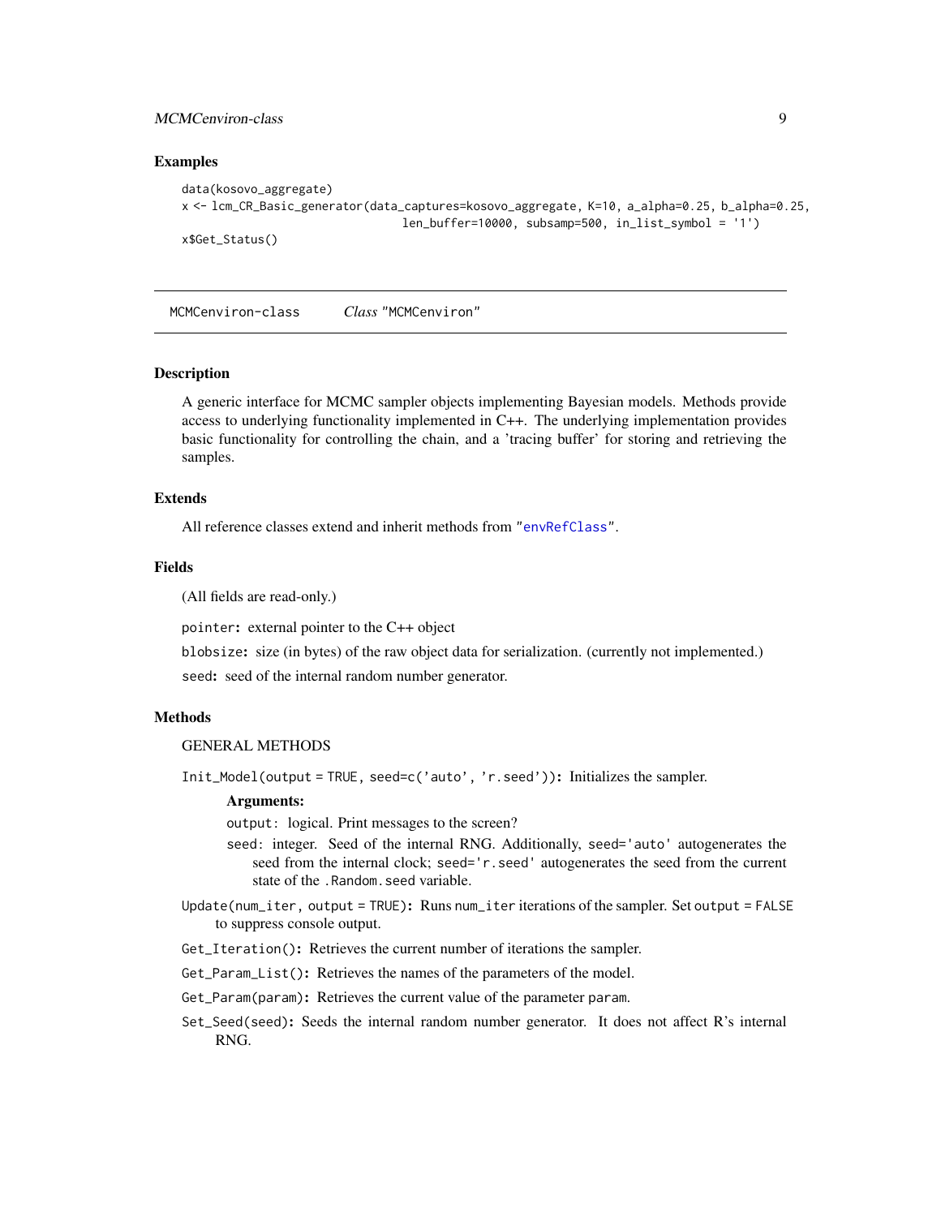### Examples

```
data(kosovo_aggregate)
x <- lcm_CR_Basic_generator(data_captures=kosovo_aggregate, K=10, a_alpha=0.25, b_alpha=0.25,
                            len_buffer=10000, subsamp=500, in_list_symbol = '1')
x$Get_Status()
```

---

## MCMCenviron-class    *Class* "MCMCenviron"

---

### Description

A generic interface for MCMC sampler objects implementing Bayesian models. Methods provide access to underlying functionality implemented in C++. The underlying implementation provides basic functionality for controlling the chain, and a 'tracing buffer' for storing and retrieving the samples.

### Extends

All reference classes extend and inherit methods from "envRefClass".

### Fields

(All fields are read-only.)

`pointer`**:** external pointer to the C++ object

`blobsize`**:** size (in bytes) of the raw object data for serialization. (currently not implemented.)

`seed`**:** seed of the internal random number generator.

### Methods

GENERAL METHODS

`Init_Model(output = TRUE, seed=c('auto', 'r.seed'))`**:** Initializes the sampler.

**Arguments:**

`output`: logical. Print messages to the screen?

`seed`: integer. Seed of the internal RNG. Additionally, `seed='auto'` autogenerates the seed from the internal clock; `seed='r.seed'` autogenerates the seed from the current state of the `.Random.seed` variable.

`Update(num_iter, output = TRUE)`**:** Runs `num_iter` iterations of the sampler. Set `output = FALSE` to suppress console output.

`Get_Iteration()`**:** Retrieves the current number of iterations the sampler.

`Get_Param_List()`**:** Retrieves the names of the parameters of the model.

`Get_Param(param)`**:** Retrieves the current value of the parameter `param`.

`Set_Seed(seed)`**:** Seeds the internal random number generator. It does not affect R's internal RNG.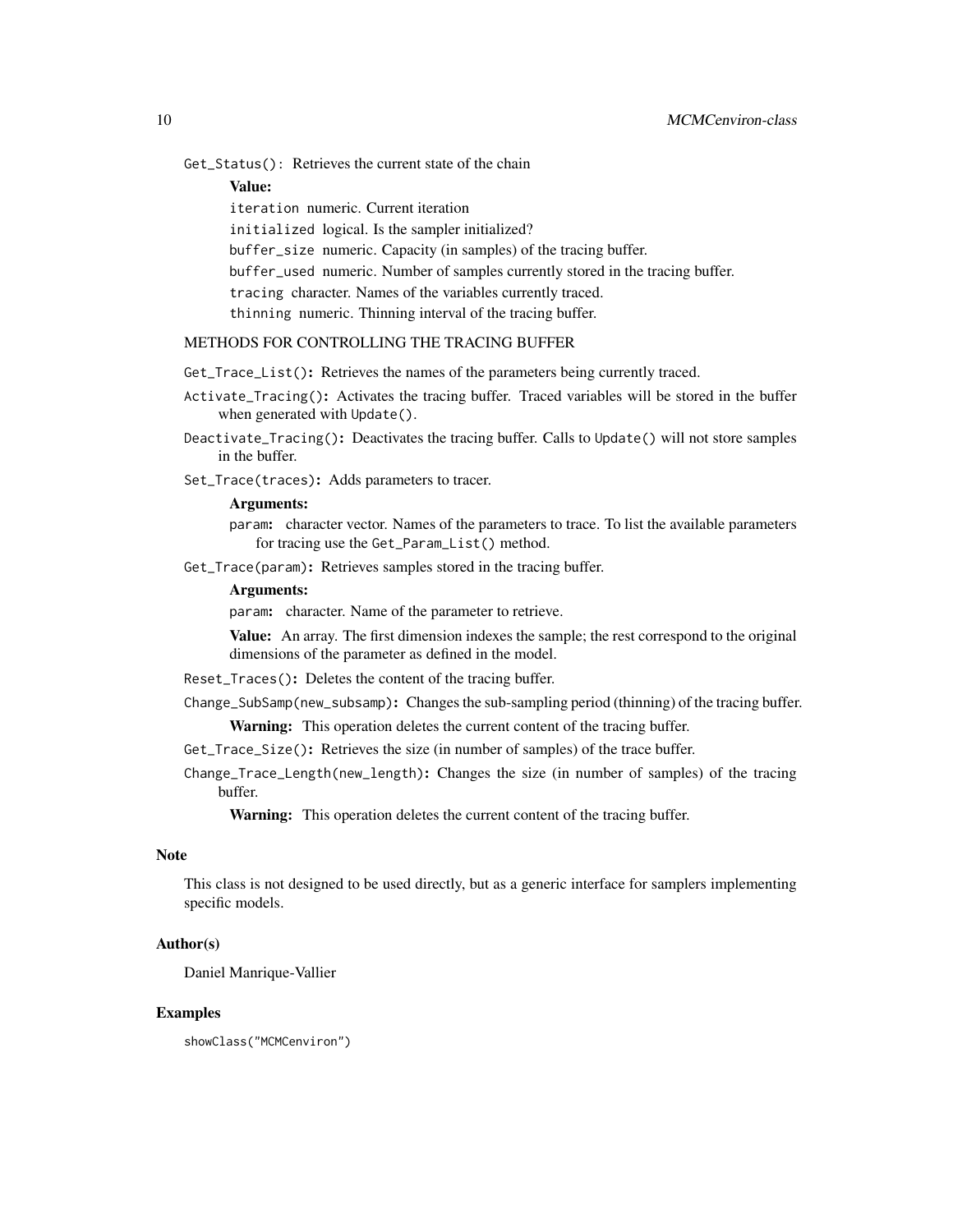`Get_Status()`: Retrieves the current state of the chain

**Value:**

`iteration` numeric. Current iteration

`initialized` logical. Is the sampler initialized?

`buffer_size` numeric. Capacity (in samples) of the tracing buffer.

`buffer_used` numeric. Number of samples currently stored in the tracing buffer.

`tracing` character. Names of the variables currently traced.

`thinning` numeric. Thinning interval of the tracing buffer.

METHODS FOR CONTROLLING THE TRACING BUFFER

`Get_Trace_List()`**:** Retrieves the names of the parameters being currently traced.

`Activate_Tracing()`**:** Activates the tracing buffer. Traced variables will be stored in the buffer when generated with `Update()`.

`Deactivate_Tracing()`**:** Deactivates the tracing buffer. Calls to `Update()` will not store samples in the buffer.

`Set_Trace(traces)`**:** Adds parameters to tracer.

**Arguments:**

`param`**:** character vector. Names of the parameters to trace. To list the available parameters for tracing use the `Get_Param_List()` method.

`Get_Trace(param)`**:** Retrieves samples stored in the tracing buffer.

**Arguments:**

`param`**:** character. Name of the parameter to retrieve.

**Value:** An array. The first dimension indexes the sample; the rest correspond to the original dimensions of the parameter as defined in the model.

`Reset_Traces()`**:** Deletes the content of the tracing buffer.

`Change_SubSamp(new_subsamp)`**:** Changes the sub-sampling period (thinning) of the tracing buffer.

**Warning:** This operation deletes the current content of the tracing buffer.

`Get_Trace_Size()`**:** Retrieves the size (in number of samples) of the trace buffer.

`Change_Trace_Length(new_length)`**:** Changes the size (in number of samples) of the tracing buffer.

**Warning:** This operation deletes the current content of the tracing buffer.

## Note

This class is not designed to be used directly, but as a generic interface for samplers implementing specific models.

## Author(s)

Daniel Manrique-Vallier

## Examples

```
showClass("MCMCenviron")
```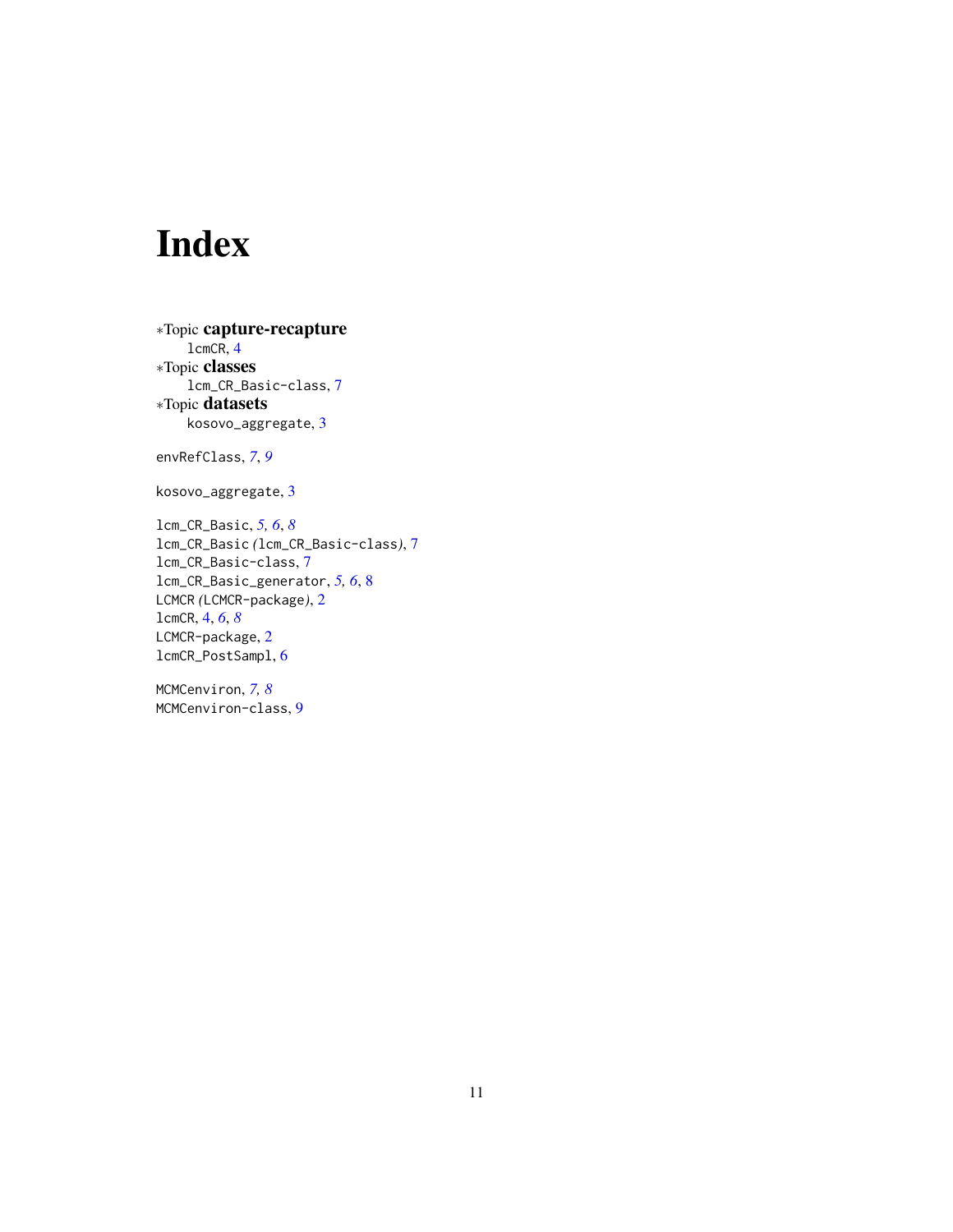# Index

∗Topic **capture-recapture**
    lcmCR, 4
∗Topic **classes**
    lcm_CR_Basic-class, 7
∗Topic **datasets**
    kosovo_aggregate, 3

envRefClass, *7*, *9*

kosovo_aggregate, 3

lcm_CR_Basic, *5, 6*, *8*
lcm_CR_Basic *(*lcm_CR_Basic-class*)*, 7
lcm_CR_Basic-class, 7
lcm_CR_Basic_generator, *5, 6*, 8
LCMCR *(*LCMCR-package*)*, 2
lcmCR, 4, *6*, *8*
LCMCR-package, 2
lcmCR_PostSampl, 6

MCMCenviron, *7, 8*
MCMCenviron-class, 9